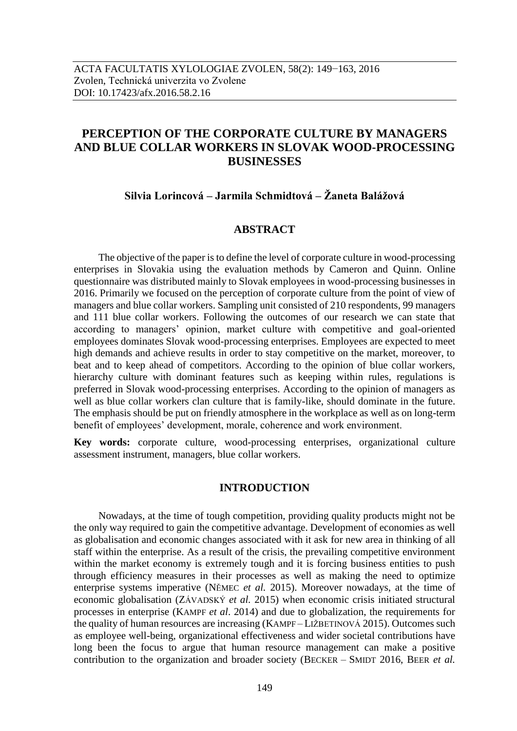# PERCEPTION OF THE CORPORATE CULTURE BY MANAGERS AND BLUE COLLAR WORKERS IN SLOVAK WOOD-PROCESSING BUSINESSES

**Silvia Lorincová – Jarmila Schmidtová – Žaneta Balážová**

## ABSTRACT

The objective of the paper is to define the level of corporate culture in wood-processing enterprises in Slovakia using the evaluation methods by Cameron and Quinn. Online questionnaire was distributed mainly to Slovak employees in wood-processing businesses in 2016. Primarily we focused on the perception of corporate culture from the point of view of managers and blue collar workers. Sampling unit consisted of 210 respondents, 99 managers and 111 blue collar workers. Following the outcomes of our research we can state that according to managers' opinion, market culture with competitive and goal-oriented employees dominates Slovak wood-processing enterprises. Employees are expected to meet high demands and achieve results in order to stay competitive on the market, moreover, to beat and to keep ahead of competitors. According to the opinion of blue collar workers, hierarchy culture with dominant features such as keeping within rules, regulations is preferred in Slovak wood-processing enterprises. According to the opinion of managers as well as blue collar workers clan culture that is family-like, should dominate in the future. The emphasis should be put on friendly atmosphere in the workplace as well as on long-term benefit of employees' development, morale, coherence and work environment.

**Key words:** corporate culture, wood-processing enterprises, organizational culture assessment instrument, managers, blue collar workers.

## INTRODUCTION

Nowadays, at the time of tough competition, providing quality products might not be the only way required to gain the competitive advantage. Development of economies as well as globalisation and economic changes associated with it ask for new area in thinking of all staff within the enterprise. As a result of the crisis, the prevailing competitive environment within the market economy is extremely tough and it is forcing business entities to push through efficiency measures in their processes as well as making the need to optimize enterprise systems imperative (NĚMEC *et al.* 2015). Moreover nowadays, at the time of economic globalisation (ZÁVADSKÝ *et al.* 2015) when economic crisis initiated structural processes in enterprise (KAMPF *et al*. 2014) and due to globalization, the requirements for the quality of human resources are increasing (KAMPF – LIŽBETINOVÁ 2015). Outcomes such as employee well-being, organizational effectiveness and wider societal contributions have long been the focus to argue that human resource management can make a positive contribution to the organization and broader society (BECKER – SMIDT 2016, BEER *et al.*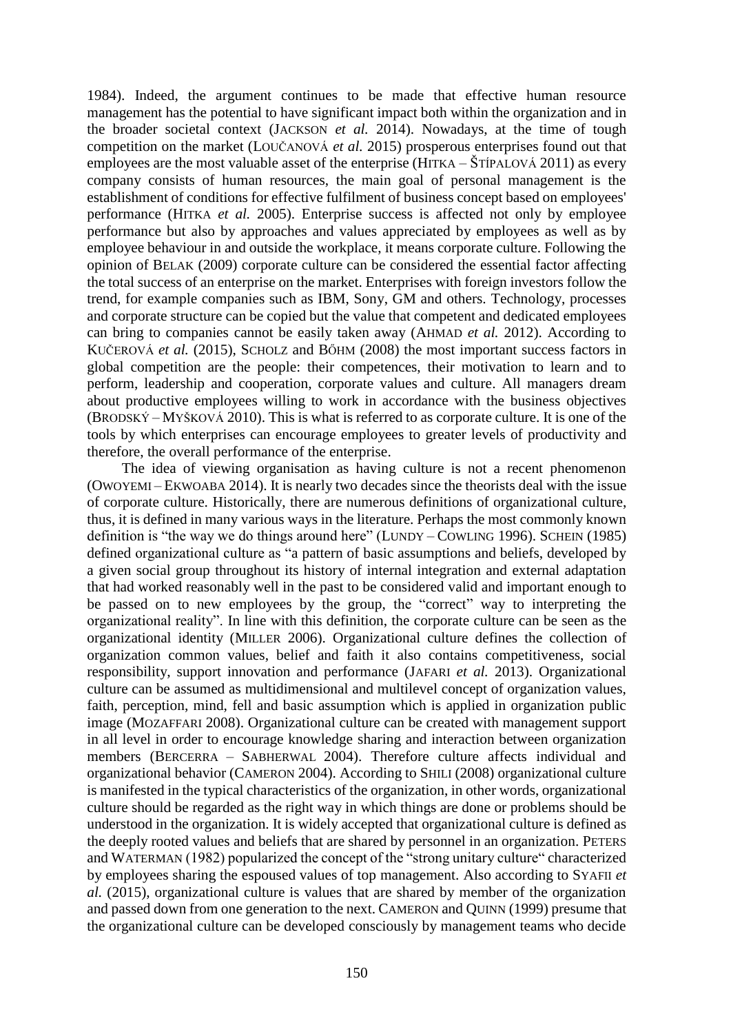1984). Indeed, the argument continues to be made that effective human resource management has the potential to have significant impact both within the organization and in the broader societal context (JACKSON *et al.* 2014). Nowadays, at the time of tough competition on the market (LOUČANOVÁ *et al.* 2015) prosperous enterprises found out that employees are the most valuable asset of the enterprise (HITKA – ŠTÍPALOVÁ 2011) as every company consists of human resources, the main goal of personal management is the establishment of conditions for effective fulfilment of business concept based on employees' performance (HITKA *et al.* 2005). Enterprise success is affected not only by employee performance but also by approaches and values appreciated by employees as well as by employee behaviour in and outside the workplace, it means corporate culture. Following the opinion of BELAK (2009) corporate culture can be considered the essential factor affecting the total success of an enterprise on the market. Enterprises with foreign investors follow the trend, for example companies such as IBM, Sony, GM and others. Technology, processes and corporate structure can be copied but the value that competent and dedicated employees can bring to companies cannot be easily taken away (AHMAD *et al.* 2012). According to KUČEROVÁ *et al.* (2015), SCHOLZ and BŐHM (2008) the most important success factors in global competition are the people: their competences, their motivation to learn and to perform, leadership and cooperation, corporate values and culture. All managers dream about productive employees willing to work in accordance with the business objectives (BRODSKÝ – MYŠKOVÁ 2010). This is what is referred to as corporate culture. It is one of the tools by which enterprises can encourage employees to greater levels of productivity and therefore, the overall performance of the enterprise.

The idea of viewing organisation as having culture is not a recent phenomenon (OWOYEMI – EKWOABA 2014). It is nearly two decades since the theorists deal with the issue of corporate culture. Historically, there are numerous definitions of organizational culture, thus, it is defined in many various ways in the literature. Perhaps the most commonly known definition is "the way we do things around here" (LUNDY – COWLING 1996). SCHEIN (1985) defined organizational culture as "a pattern of basic assumptions and beliefs, developed by a given social group throughout its history of internal integration and external adaptation that had worked reasonably well in the past to be considered valid and important enough to be passed on to new employees by the group, the "correct" way to interpreting the organizational reality". In line with this definition, the corporate culture can be seen as the organizational identity (MILLER 2006). Organizational culture defines the collection of organization common values, belief and faith it also contains competitiveness, social responsibility, support innovation and performance (JAFARI *et al.* 2013). Organizational culture can be assumed as multidimensional and multilevel concept of organization values, faith, perception, mind, fell and basic assumption which is applied in organization public image (MOZAFFARI 2008). Organizational culture can be created with management support in all level in order to encourage knowledge sharing and interaction between organization members (BERCERRA – SABHERWAL 2004). Therefore culture affects individual and organizational behavior (CAMERON 2004). According to SHILI (2008) organizational culture is manifested in the typical characteristics of the organization, in other words, organizational culture should be regarded as the right way in which things are done or problems should be understood in the organization. It is widely accepted that organizational culture is defined as the deeply rooted values and beliefs that are shared by personnel in an organization. PETERS and WATERMAN (1982) popularized the concept of the "strong unitary culture" characterized by employees sharing the espoused values of top management. Also according to SYAFII *et al.* (2015), organizational culture is values that are shared by member of the organization and passed down from one generation to the next. CAMERON and QUINN (1999) presume that the organizational culture can be developed consciously by management teams who decide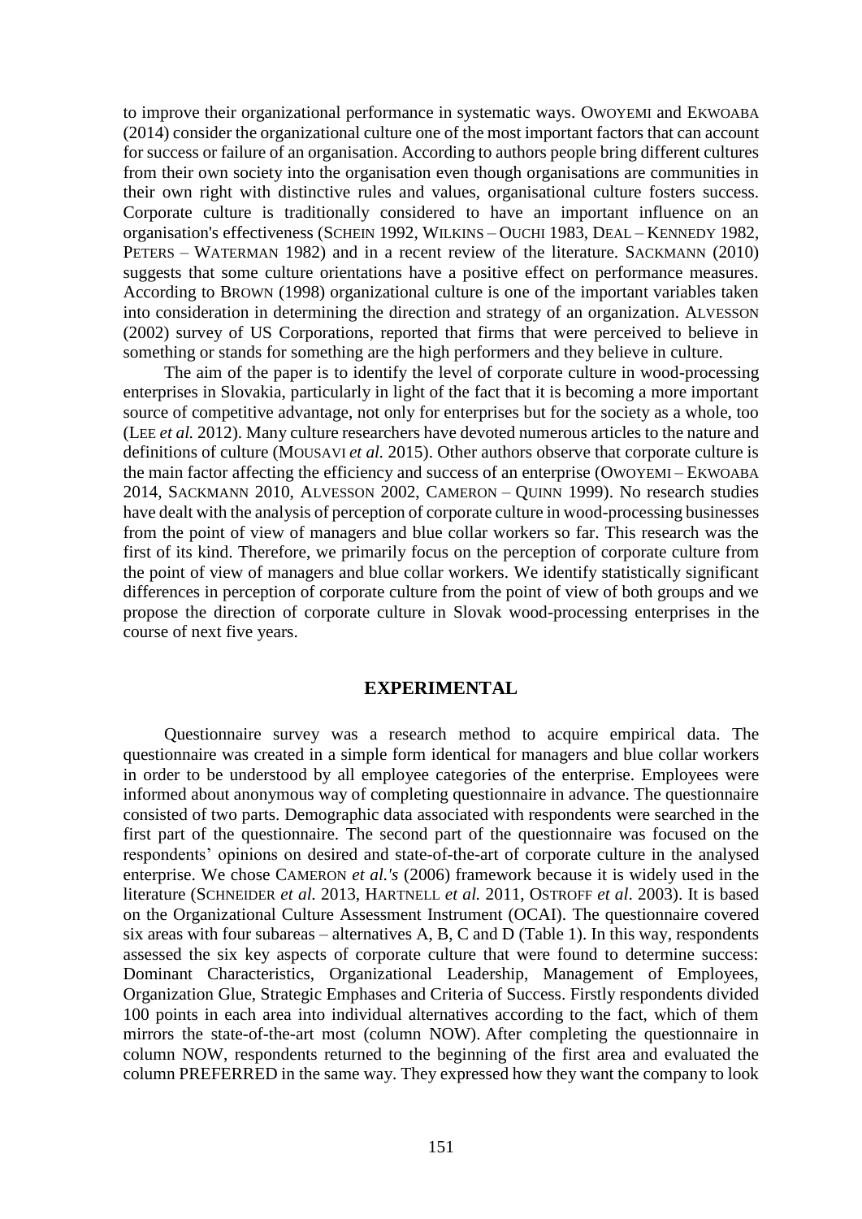to improve their organizational performance in systematic ways. OWOYEMI and EKWOABA (2014) consider the organizational culture one of the most important factors that can account for success or failure of an organisation. According to authors people bring different cultures from their own society into the organisation even though organisations are communities in their own right with distinctive rules and values, organisational culture fosters success. Corporate culture is traditionally considered to have an important influence on an organisation's effectiveness (SCHEIN 1992, WILKINS – OUCHI 1983, DEAL – KENNEDY 1982, PETERS – WATERMAN 1982) and in a recent review of the literature. SACKMANN (2010) suggests that some culture orientations have a positive effect on performance measures. According to BROWN (1998) organizational culture is one of the important variables taken into consideration in determining the direction and strategy of an organization. ALVESSON (2002) survey of US Corporations, reported that firms that were perceived to believe in something or stands for something are the high performers and they believe in culture.

The aim of the paper is to identify the level of corporate culture in wood-processing enterprises in Slovakia, particularly in light of the fact that it is becoming a more important source of competitive advantage, not only for enterprises but for the society as a whole, too (LEE *et al.* 2012). Many culture researchers have devoted numerous articles to the nature and definitions of culture (MOUSAVI *et al.* 2015). Other authors observe that corporate culture is the main factor affecting the efficiency and success of an enterprise (OWOYEMI – EKWOABA 2014, SACKMANN 2010, ALVESSON 2002, CAMERON – QUINN 1999). No research studies have dealt with the analysis of perception of corporate culture in wood-processing businesses from the point of view of managers and blue collar workers so far. This research was the first of its kind. Therefore, we primarily focus on the perception of corporate culture from the point of view of managers and blue collar workers. We identify statistically significant differences in perception of corporate culture from the point of view of both groups and we propose the direction of corporate culture in Slovak wood-processing enterprises in the course of next five years.

## EXPERIMENTAL

Questionnaire survey was a research method to acquire empirical data. The questionnaire was created in a simple form identical for managers and blue collar workers in order to be understood by all employee categories of the enterprise. Employees were informed about anonymous way of completing questionnaire in advance. The questionnaire consisted of two parts. Demographic data associated with respondents were searched in the first part of the questionnaire. The second part of the questionnaire was focused on the respondents' opinions on desired and state-of-the-art of corporate culture in the analysed enterprise. We chose CAMERON *et al.'s* (2006) framework because it is widely used in the literature (SCHNEIDER *et al.* 2013, HARTNELL *et al.* 2011, OSTROFF *et al*. 2003). It is based on the Organizational Culture Assessment Instrument (OCAI). The questionnaire covered six areas with four subareas – alternatives A, B, C and D (Table 1). In this way, respondents assessed the six key aspects of corporate culture that were found to determine success: Dominant Characteristics, Organizational Leadership, Management of Employees, Organization Glue, Strategic Emphases and Criteria of Success. Firstly respondents divided 100 points in each area into individual alternatives according to the fact, which of them mirrors the state-of-the-art most (column NOW). After completing the questionnaire in column NOW, respondents returned to the beginning of the first area and evaluated the column PREFERRED in the same way. They expressed how they want the company to look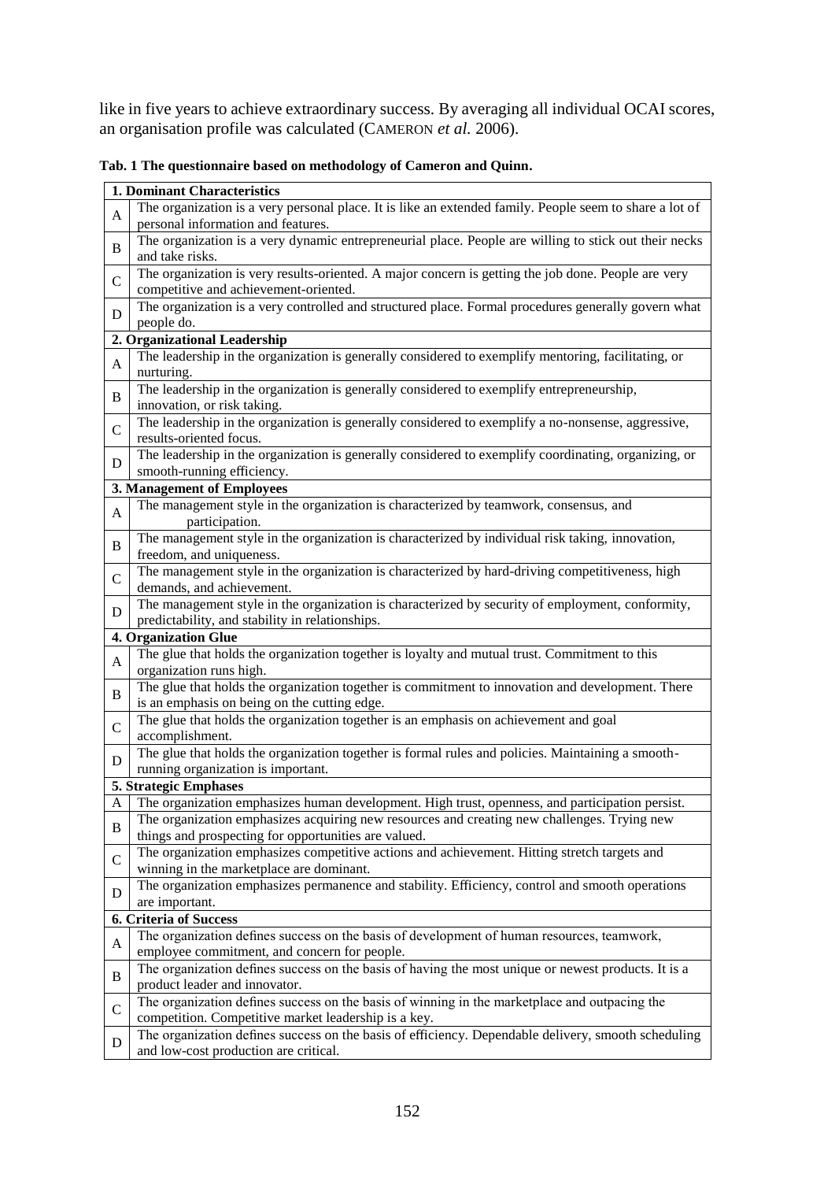like in five years to achieve extraordinary success. By averaging all individual OCAI scores, an organisation profile was calculated (CAMERON *et al.* 2006).

**Tab. 1 The questionnaire based on methodology of Cameron and Quinn.**

| | |
|---|---|
| **1. Dominant Characteristics** | |
| A | The organization is a very personal place. It is like an extended family. People seem to share a lot of personal information and features. |
| B | The organization is a very dynamic entrepreneurial place. People are willing to stick out their necks and take risks. |
| C | The organization is very results-oriented. A major concern is getting the job done. People are very competitive and achievement-oriented. |
| D | The organization is a very controlled and structured place. Formal procedures generally govern what people do. |
| **2. Organizational Leadership** | |
| A | The leadership in the organization is generally considered to exemplify mentoring, facilitating, or nurturing. |
| B | The leadership in the organization is generally considered to exemplify entrepreneurship, innovation, or risk taking. |
| C | The leadership in the organization is generally considered to exemplify a no-nonsense, aggressive, results-oriented focus. |
| D | The leadership in the organization is generally considered to exemplify coordinating, organizing, or smooth-running efficiency. |
| **3. Management of Employees** | |
| A | The management style in the organization is characterized by teamwork, consensus, and participation. |
| B | The management style in the organization is characterized by individual risk taking, innovation, freedom, and uniqueness. |
| C | The management style in the organization is characterized by hard-driving competitiveness, high demands, and achievement. |
| D | The management style in the organization is characterized by security of employment, conformity, predictability, and stability in relationships. |
| **4. Organization Glue** | |
| A | The glue that holds the organization together is loyalty and mutual trust. Commitment to this organization runs high. |
| B | The glue that holds the organization together is commitment to innovation and development. There is an emphasis on being on the cutting edge. |
| C | The glue that holds the organization together is an emphasis on achievement and goal accomplishment. |
| D | The glue that holds the organization together is formal rules and policies. Maintaining a smooth-running organization is important. |
| **5. Strategic Emphases** | |
| A | The organization emphasizes human development. High trust, openness, and participation persist. |
| B | The organization emphasizes acquiring new resources and creating new challenges. Trying new things and prospecting for opportunities are valued. |
| C | The organization emphasizes competitive actions and achievement. Hitting stretch targets and winning in the marketplace are dominant. |
| D | The organization emphasizes permanence and stability. Efficiency, control and smooth operations are important. |
| **6. Criteria of Success** | |
| A | The organization defines success on the basis of development of human resources, teamwork, employee commitment, and concern for people. |
| B | The organization defines success on the basis of having the most unique or newest products. It is a product leader and innovator. |
| C | The organization defines success on the basis of winning in the marketplace and outpacing the competition. Competitive market leadership is a key. |
| D | The organization defines success on the basis of efficiency. Dependable delivery, smooth scheduling and low-cost production are critical. |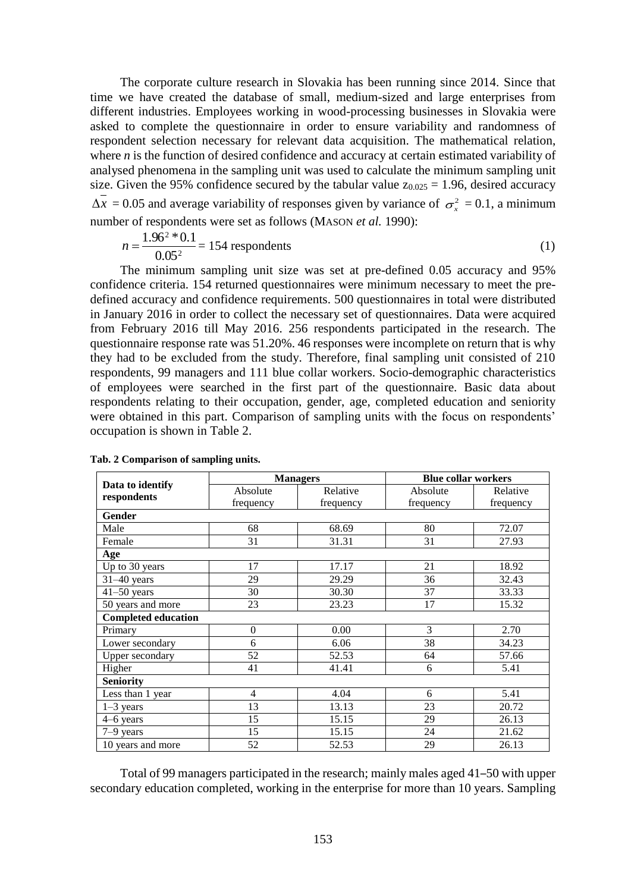The corporate culture research in Slovakia has been running since 2014. Since that time we have created the database of small, medium-sized and large enterprises from different industries. Employees working in wood-processing businesses in Slovakia were asked to complete the questionnaire in order to ensure variability and randomness of respondent selection necessary for relevant data acquisition. The mathematical relation, where *n* is the function of desired confidence and accuracy at certain estimated variability of analysed phenomena in the sampling unit was used to calculate the minimum sampling unit size. Given the 95% confidence secured by the tabular value $z_{0.025} = 1.96$, desired accuracy $\Delta \overline{x} = 0.05$ and average variability of responses given by variance of $\sigma_x^2 = 0.1$, a minimum number of respondents were set as follows (MASON *et al.* 1990):

$$n = \frac{1.96^2 * 0.1}{0.05^2} = 154 \text{ respondents} \tag{1}$$

The minimum sampling unit size was set at pre-defined 0.05 accuracy and 95% confidence criteria. 154 returned questionnaires were minimum necessary to meet the pre-defined accuracy and confidence requirements. 500 questionnaires in total were distributed in January 2016 in order to collect the necessary set of questionnaires. Data were acquired from February 2016 till May 2016. 256 respondents participated in the research. The questionnaire response rate was 51.20%. 46 responses were incomplete on return that is why they had to be excluded from the study. Therefore, final sampling unit consisted of 210 respondents, 99 managers and 111 blue collar workers. Socio-demographic characteristics of employees were searched in the first part of the questionnaire. Basic data about respondents relating to their occupation, gender, age, completed education and seniority were obtained in this part. Comparison of sampling units with the focus on respondents' occupation is shown in Table 2.

**Tab. 2 Comparison of sampling units.**

| Data to identify respondents | Managers | | Blue collar workers | |
|---|---|---|---|---|
| | Absolute frequency | Relative frequency | Absolute frequency | Relative frequency |
| **Gender** | | | | |
| Male | 68 | 68.69 | 80 | 72.07 |
| Female | 31 | 31.31 | 31 | 27.93 |
| **Age** | | | | |
| Up to 30 years | 17 | 17.17 | 21 | 18.92 |
| 31–40 years | 29 | 29.29 | 36 | 32.43 |
| 41–50 years | 30 | 30.30 | 37 | 33.33 |
| 50 years and more | 23 | 23.23 | 17 | 15.32 |
| **Completed education** | | | | |
| Primary | 0 | 0.00 | 3 | 2.70 |
| Lower secondary | 6 | 6.06 | 38 | 34.23 |
| Upper secondary | 52 | 52.53 | 64 | 57.66 |
| Higher | 41 | 41.41 | 6 | 5.41 |
| **Seniority** | | | | |
| Less than 1 year | 4 | 4.04 | 6 | 5.41 |
| 1–3 years | 13 | 13.13 | 23 | 20.72 |
| 4–6 years | 15 | 15.15 | 29 | 26.13 |
| 7–9 years | 15 | 15.15 | 24 | 21.62 |
| 10 years and more | 52 | 52.53 | 29 | 26.13 |

Total of 99 managers participated in the research; mainly males aged 41–50 with upper secondary education completed, working in the enterprise for more than 10 years. Sampling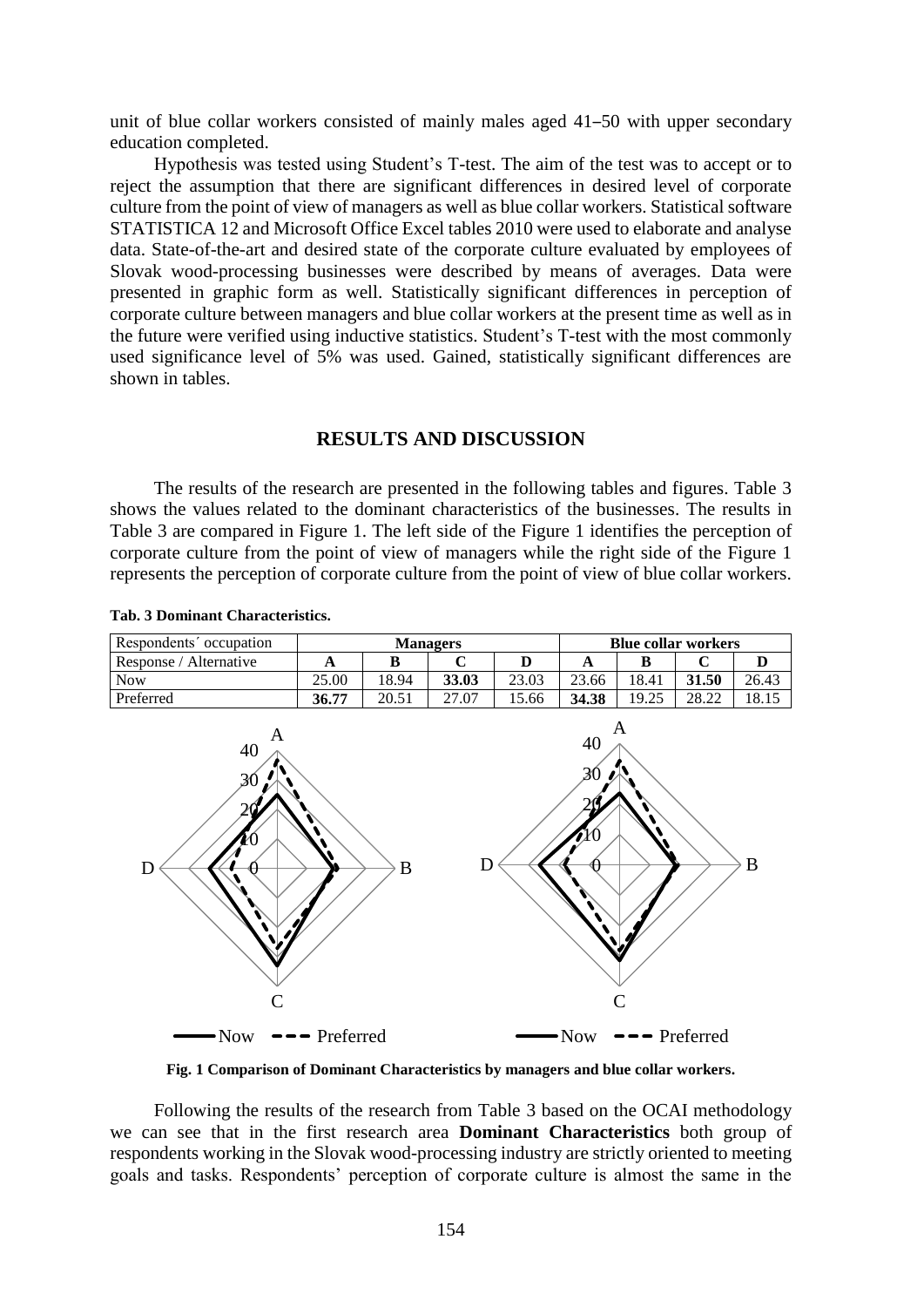unit of blue collar workers consisted of mainly males aged 41–50 with upper secondary education completed.

Hypothesis was tested using Student's T-test. The aim of the test was to accept or to reject the assumption that there are significant differences in desired level of corporate culture from the point of view of managers as well as blue collar workers. Statistical software STATISTICA 12 and Microsoft Office Excel tables 2010 were used to elaborate and analyse data. State-of-the-art and desired state of the corporate culture evaluated by employees of Slovak wood-processing businesses were described by means of averages. Data were presented in graphic form as well. Statistically significant differences in perception of corporate culture between managers and blue collar workers at the present time as well as in the future were verified using inductive statistics. Student's T-test with the most commonly used significance level of 5% was used. Gained, statistically significant differences are shown in tables.

## RESULTS AND DISCUSSION

The results of the research are presented in the following tables and figures. Table 3 shows the values related to the dominant characteristics of the businesses. The results in Table 3 are compared in Figure 1. The left side of the Figure 1 identifies the perception of corporate culture from the point of view of managers while the right side of the Figure 1 represents the perception of corporate culture from the point of view of blue collar workers.

**Tab. 3 Dominant Characteristics.**

| Respondents´ occupation | Managers | | | | Blue collar workers | | | |
|---|---|---|---|---|---|---|---|---|
| Response / Alternative | **A** | **B** | **C** | **D** | **A** | **B** | **C** | **D** |
| Now | 25.00 | 18.94 | **33.03** | 23.03 | 23.66 | 18.41 | **31.50** | 26.43 |
| Preferred | **36.77** | 20.51 | 27.07 | 15.66 | **34.38** | 19.25 | 28.22 | 18.15 |

**Fig. 1 Comparison of Dominant Characteristics by managers and blue collar workers.**

Following the results of the research from Table 3 based on the OCAI methodology we can see that in the first research area **Dominant Characteristics** both group of respondents working in the Slovak wood-processing industry are strictly oriented to meeting goals and tasks. Respondents' perception of corporate culture is almost the same in the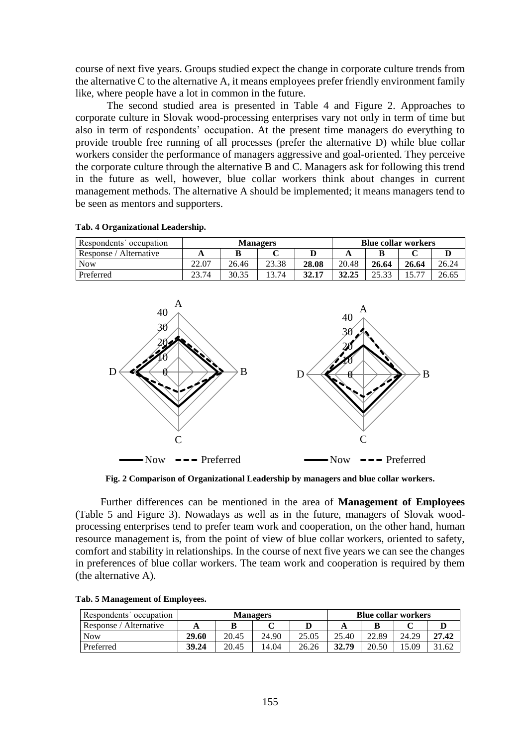course of next five years. Groups studied expect the change in corporate culture trends from the alternative C to the alternative A, it means employees prefer friendly environment family like, where people have a lot in common in the future.

The second studied area is presented in Table 4 and Figure 2. Approaches to corporate culture in Slovak wood-processing enterprises vary not only in term of time but also in term of respondents' occupation. At the present time managers do everything to provide trouble free running of all processes (prefer the alternative D) while blue collar workers consider the performance of managers aggressive and goal-oriented. They perceive the corporate culture through the alternative B and C. Managers ask for following this trend in the future as well, however, blue collar workers think about changes in current management methods. The alternative A should be implemented; it means managers tend to be seen as mentors and supporters.

**Tab. 4 Organizational Leadership.**

| Respondents´ occupation | Managers | | | | Blue collar workers | | | |
|---|---|---|---|---|---|---|---|---|
| Response / Alternative | **A** | **B** | **C** | **D** | **A** | **B** | **C** | **D** |
| Now | 22.07 | 26.46 | 23.38 | **28.08** | 20.48 | **26.64** | **26.64** | 26.24 |
| Preferred | 23.74 | 30.35 | 13.74 | **32.17** | **32.25** | 25.33 | 15.77 | 26.65 |

**Fig. 2 Comparison of Organizational Leadership by managers and blue collar workers.**

Further differences can be mentioned in the area of **Management of Employees** (Table 5 and Figure 3). Nowadays as well as in the future, managers of Slovak wood-processing enterprises tend to prefer team work and cooperation, on the other hand, human resource management is, from the point of view of blue collar workers, oriented to safety, comfort and stability in relationships. In the course of next five years we can see the changes in preferences of blue collar workers. The team work and cooperation is required by them (the alternative A).

**Tab. 5 Management of Employees.**

| Respondents´ occupation | Managers | | | | Blue collar workers | | | |
|---|---|---|---|---|---|---|---|---|
| Response / Alternative | **A** | **B** | **C** | **D** | **A** | **B** | **C** | **D** |
| Now | **29.60** | 20.45 | 24.90 | 25.05 | 25.40 | 22.89 | 24.29 | **27.42** |
| Preferred | **39.24** | 20.45 | 14.04 | 26.26 | **32.79** | 20.50 | 15.09 | 31.62 |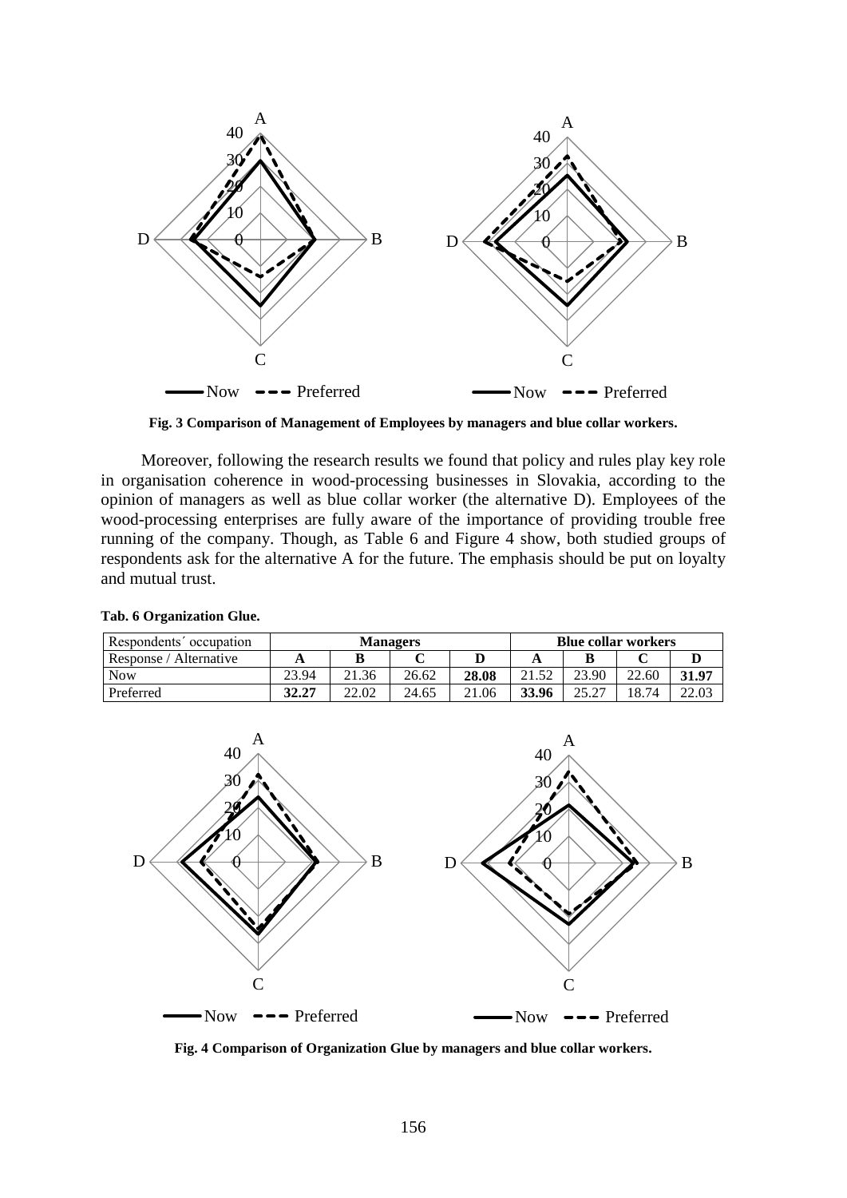Fig. 3 Comparison of Management of Employees by managers and blue collar workers.

Moreover, following the research results we found that policy and rules play key role in organisation coherence in wood-processing businesses in Slovakia, according to the opinion of managers as well as blue collar worker (the alternative D). Employees of the wood-processing enterprises are fully aware of the importance of providing trouble free running of the company. Though, as Table 6 and Figure 4 show, both studied groups of respondents ask for the alternative A for the future. The emphasis should be put on loyalty and mutual trust.

**Tab. 6 Organization Glue.**

| Respondents´ occupation | Managers | | | | Blue collar workers | | | |
|---|---|---|---|---|---|---|---|---|
| Response / Alternative | **A** | **B** | **C** | **D** | **A** | **B** | **C** | **D** |
| Now | 23.94 | 21.36 | 26.62 | **28.08** | 21.52 | 23.90 | 22.60 | **31.97** |
| Preferred | **32.27** | 22.02 | 24.65 | 21.06 | **33.96** | 25.27 | 18.74 | 22.03 |

Fig. 4 Comparison of Organization Glue by managers and blue collar workers.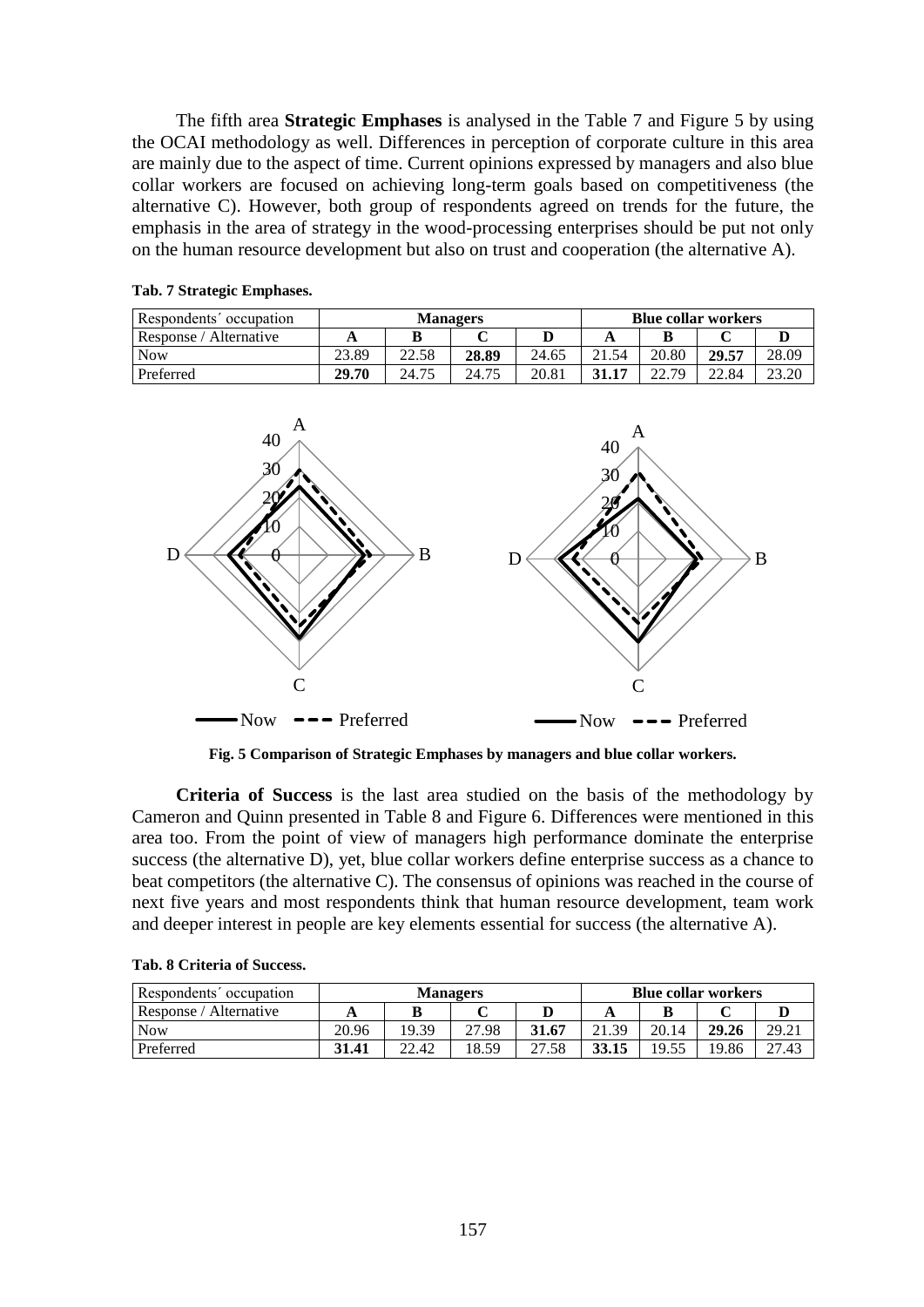The fifth area **Strategic Emphases** is analysed in the Table 7 and Figure 5 by using the OCAI methodology as well. Differences in perception of corporate culture in this area are mainly due to the aspect of time. Current opinions expressed by managers and also blue collar workers are focused on achieving long-term goals based on competitiveness (the alternative C). However, both group of respondents agreed on trends for the future, the emphasis in the area of strategy in the wood-processing enterprises should be put not only on the human resource development but also on trust and cooperation (the alternative A).

**Tab. 7 Strategic Emphases.**

| Respondents´ occupation | Managers | | | | Blue collar workers | | | |
|---|---|---|---|---|---|---|---|---|
| Response / Alternative | **A** | **B** | **C** | **D** | **A** | **B** | **C** | **D** |
| Now | 23.89 | 22.58 | **28.89** | 24.65 | 21.54 | 20.80 | **29.57** | 28.09 |
| Preferred | **29.70** | 24.75 | 24.75 | 20.81 | **31.17** | 22.79 | 22.84 | 23.20 |

**Fig. 5 Comparison of Strategic Emphases by managers and blue collar workers.**

**Criteria of Success** is the last area studied on the basis of the methodology by Cameron and Quinn presented in Table 8 and Figure 6. Differences were mentioned in this area too. From the point of view of managers high performance dominate the enterprise success (the alternative D), yet, blue collar workers define enterprise success as a chance to beat competitors (the alternative C). The consensus of opinions was reached in the course of next five years and most respondents think that human resource development, team work and deeper interest in people are key elements essential for success (the alternative A).

**Tab. 8 Criteria of Success.**

| Respondents´ occupation | Managers | | | | Blue collar workers | | | |
|---|---|---|---|---|---|---|---|---|
| Response / Alternative | **A** | **B** | **C** | **D** | **A** | **B** | **C** | **D** |
| Now | 20.96 | 19.39 | 27.98 | **31.67** | 21.39 | 20.14 | **29.26** | 29.21 |
| Preferred | **31.41** | 22.42 | 18.59 | 27.58 | **33.15** | 19.55 | 19.86 | 27.43 |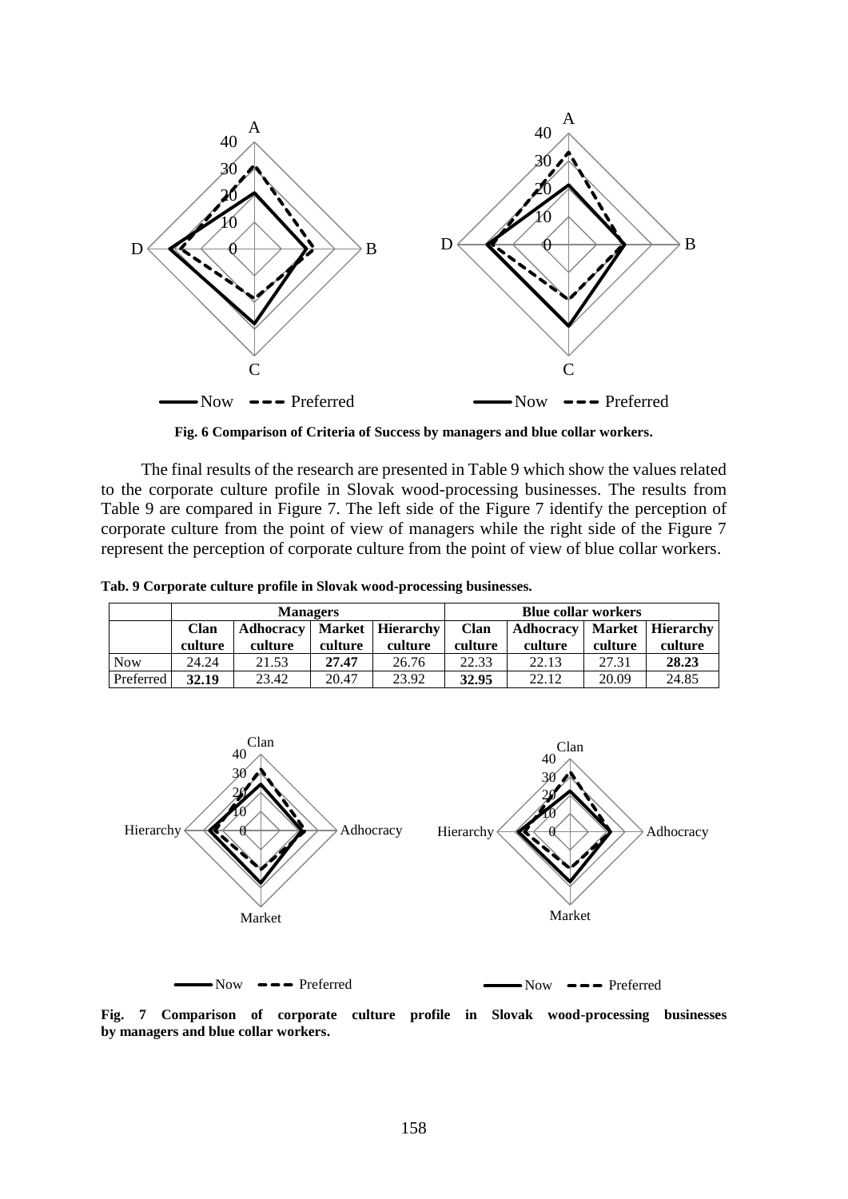**Fig. 6 Comparison of Criteria of Success by managers and blue collar workers.**

The final results of the research are presented in Table 9 which show the values related to the corporate culture profile in Slovak wood-processing businesses. The results from Table 9 are compared in Figure 7. The left side of the Figure 7 identify the perception of corporate culture from the point of view of managers while the right side of the Figure 7 represent the perception of corporate culture from the point of view of blue collar workers.

**Tab. 9 Corporate culture profile in Slovak wood-processing businesses.**

| | Managers | | | | Blue collar workers | | | |
|---|---|---|---|---|---|---|---|---|
| | Clan culture | Adhocracy culture | Market culture | Hierarchy culture | Clan culture | Adhocracy culture | Market culture | Hierarchy culture |
| Now | 24.24 | 21.53 | **27.47** | 26.76 | 22.33 | 22.13 | 27.31 | **28.23** |
| Preferred | **32.19** | 23.42 | 20.47 | 23.92 | **32.95** | 22.12 | 20.09 | 24.85 |

**Fig. 7 Comparison of corporate culture profile in Slovak wood-processing businesses by managers and blue collar workers.**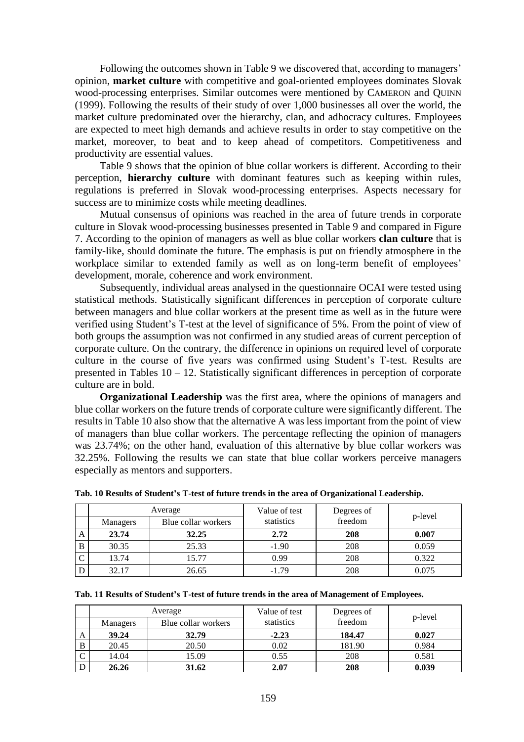Following the outcomes shown in Table 9 we discovered that, according to managers' opinion, **market culture** with competitive and goal-oriented employees dominates Slovak wood-processing enterprises. Similar outcomes were mentioned by CAMERON and QUINN (1999). Following the results of their study of over 1,000 businesses all over the world, the market culture predominated over the hierarchy, clan, and adhocracy cultures. Employees are expected to meet high demands and achieve results in order to stay competitive on the market, moreover, to beat and to keep ahead of competitors. Competitiveness and productivity are essential values.

Table 9 shows that the opinion of blue collar workers is different. According to their perception, **hierarchy culture** with dominant features such as keeping within rules, regulations is preferred in Slovak wood-processing enterprises. Aspects necessary for success are to minimize costs while meeting deadlines.

Mutual consensus of opinions was reached in the area of future trends in corporate culture in Slovak wood-processing businesses presented in Table 9 and compared in Figure 7. According to the opinion of managers as well as blue collar workers **clan culture** that is family-like, should dominate the future. The emphasis is put on friendly atmosphere in the workplace similar to extended family as well as on long-term benefit of employees' development, morale, coherence and work environment.

Subsequently, individual areas analysed in the questionnaire OCAI were tested using statistical methods. Statistically significant differences in perception of corporate culture between managers and blue collar workers at the present time as well as in the future were verified using Student's T-test at the level of significance of 5%. From the point of view of both groups the assumption was not confirmed in any studied areas of current perception of corporate culture. On the contrary, the difference in opinions on required level of corporate culture in the course of five years was confirmed using Student's T-test. Results are presented in Tables 10 – 12. Statistically significant differences in perception of corporate culture are in bold.

**Organizational Leadership** was the first area, where the opinions of managers and blue collar workers on the future trends of corporate culture were significantly different. The results in Table 10 also show that the alternative A was less important from the point of view of managers than blue collar workers. The percentage reflecting the opinion of managers was 23.74%; on the other hand, evaluation of this alternative by blue collar workers was 32.25%. Following the results we can state that blue collar workers perceive managers especially as mentors and supporters.

**Tab. 10 Results of Student's T-test of future trends in the area of Organizational Leadership.**

| | Average | | Value of test statistics | Degrees of freedom | p-level |
|---|---|---|---|---|---|
| | Managers | Blue collar workers | | | |
| A | **23.74** | **32.25** | **2.72** | **208** | **0.007** |
| B | 30.35 | 25.33 | -1.90 | 208 | 0.059 |
| C | 13.74 | 15.77 | 0.99 | 208 | 0.322 |
| D | 32.17 | 26.65 | -1.79 | 208 | 0.075 |

**Tab. 11 Results of Student's T-test of future trends in the area of Management of Employees.**

| | Average | | Value of test statistics | Degrees of freedom | p-level |
|---|---|---|---|---|---|
| | Managers | Blue collar workers | | | |
| A | **39.24** | **32.79** | **-2.23** | **184.47** | **0.027** |
| B | 20.45 | 20.50 | 0.02 | 181.90 | 0.984 |
| C | 14.04 | 15.09 | 0.55 | 208 | 0.581 |
| D | **26.26** | **31.62** | **2.07** | **208** | **0.039** |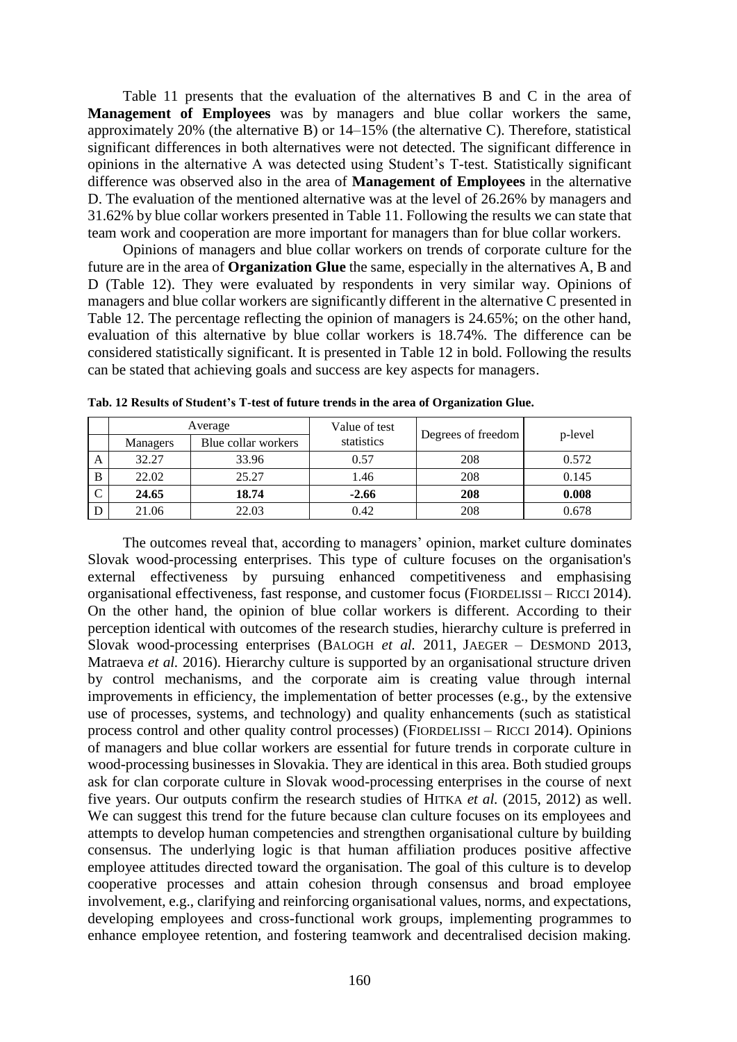Table 11 presents that the evaluation of the alternatives B and C in the area of **Management of Employees** was by managers and blue collar workers the same, approximately 20% (the alternative B) or 14–15% (the alternative C). Therefore, statistical significant differences in both alternatives were not detected. The significant difference in opinions in the alternative A was detected using Student's T-test. Statistically significant difference was observed also in the area of **Management of Employees** in the alternative D. The evaluation of the mentioned alternative was at the level of 26.26% by managers and 31.62% by blue collar workers presented in Table 11. Following the results we can state that team work and cooperation are more important for managers than for blue collar workers.

Opinions of managers and blue collar workers on trends of corporate culture for the future are in the area of **Organization Glue** the same, especially in the alternatives A, B and D (Table 12). They were evaluated by respondents in very similar way. Opinions of managers and blue collar workers are significantly different in the alternative C presented in Table 12. The percentage reflecting the opinion of managers is 24.65%; on the other hand, evaluation of this alternative by blue collar workers is 18.74%. The difference can be considered statistically significant. It is presented in Table 12 in bold. Following the results can be stated that achieving goals and success are key aspects for managers.

**Tab. 12 Results of Student's T-test of future trends in the area of Organization Glue.**

| | Average | | Value of test statistics | Degrees of freedom | p-level |
|---|---|---|---|---|---|
| | Managers | Blue collar workers | | | |
| A | 32.27 | 33.96 | 0.57 | 208 | 0.572 |
| B | 22.02 | 25.27 | 1.46 | 208 | 0.145 |
| C | **24.65** | **18.74** | **-2.66** | **208** | **0.008** |
| D | 21.06 | 22.03 | 0.42 | 208 | 0.678 |

The outcomes reveal that, according to managers' opinion, market culture dominates Slovak wood-processing enterprises. This type of culture focuses on the organisation's external effectiveness by pursuing enhanced competitiveness and emphasising organisational effectiveness, fast response, and customer focus (FIORDELISSI – RICCI 2014). On the other hand, the opinion of blue collar workers is different. According to their perception identical with outcomes of the research studies, hierarchy culture is preferred in Slovak wood-processing enterprises (BALOGH *et al.* 2011, JAEGER – DESMOND 2013, Matraeva *et al.* 2016). Hierarchy culture is supported by an organisational structure driven by control mechanisms, and the corporate aim is creating value through internal improvements in efficiency, the implementation of better processes (e.g., by the extensive use of processes, systems, and technology) and quality enhancements (such as statistical process control and other quality control processes) (FIORDELISSI – RICCI 2014). Opinions of managers and blue collar workers are essential for future trends in corporate culture in wood-processing businesses in Slovakia. They are identical in this area. Both studied groups ask for clan corporate culture in Slovak wood-processing enterprises in the course of next five years. Our outputs confirm the research studies of HITKA *et al.* (2015, 2012) as well. We can suggest this trend for the future because clan culture focuses on its employees and attempts to develop human competencies and strengthen organisational culture by building consensus. The underlying logic is that human affiliation produces positive affective employee attitudes directed toward the organisation. The goal of this culture is to develop cooperative processes and attain cohesion through consensus and broad employee involvement, e.g., clarifying and reinforcing organisational values, norms, and expectations, developing employees and cross-functional work groups, implementing programmes to enhance employee retention, and fostering teamwork and decentralised decision making.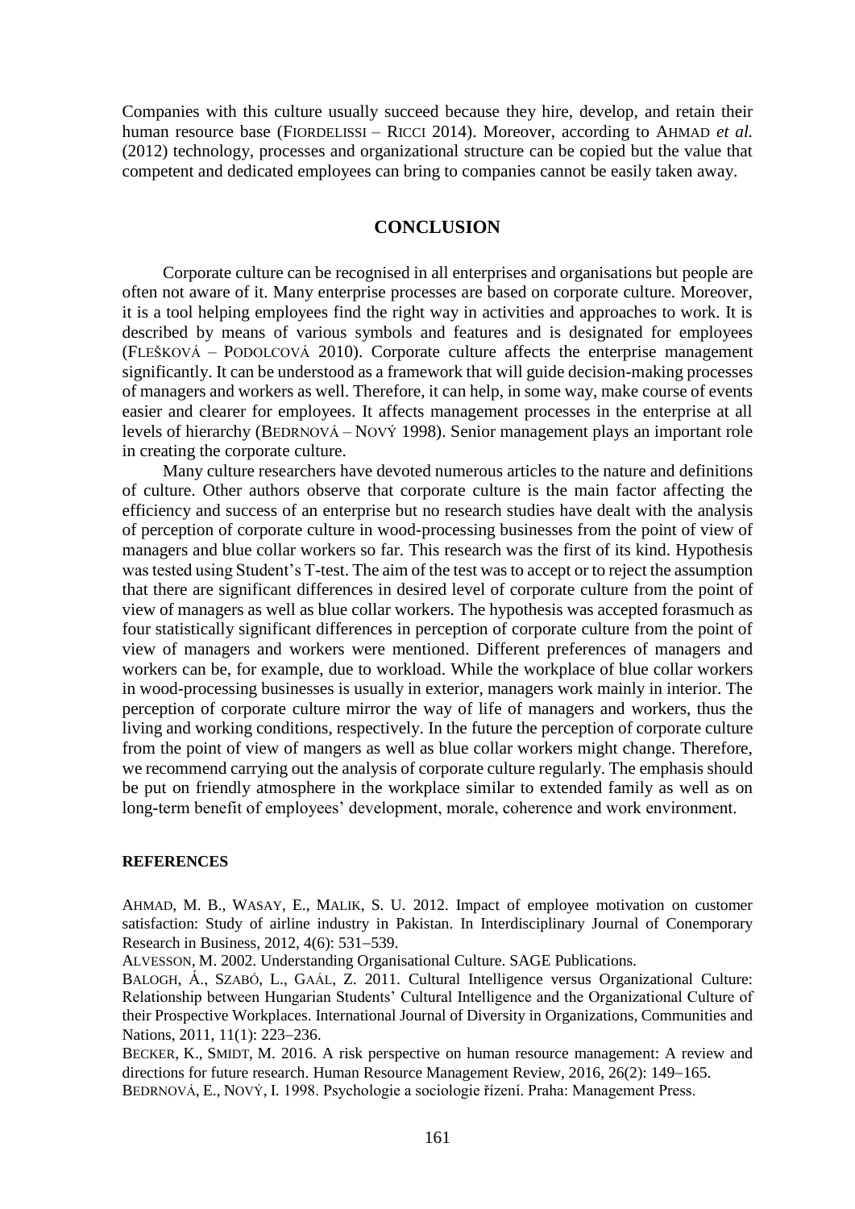Companies with this culture usually succeed because they hire, develop, and retain their human resource base (FIORDELISSI – RICCI 2014). Moreover, according to AHMAD *et al.* (2012) technology, processes and organizational structure can be copied but the value that competent and dedicated employees can bring to companies cannot be easily taken away.

## CONCLUSION

Corporate culture can be recognised in all enterprises and organisations but people are often not aware of it. Many enterprise processes are based on corporate culture. Moreover, it is a tool helping employees find the right way in activities and approaches to work. It is described by means of various symbols and features and is designated for employees (FLEŠKOVÁ – PODOLCOVÁ 2010). Corporate culture affects the enterprise management significantly. It can be understood as a framework that will guide decision-making processes of managers and workers as well. Therefore, it can help, in some way, make course of events easier and clearer for employees. It affects management processes in the enterprise at all levels of hierarchy (BEDRNOVÁ – NOVÝ 1998). Senior management plays an important role in creating the corporate culture.

Many culture researchers have devoted numerous articles to the nature and definitions of culture. Other authors observe that corporate culture is the main factor affecting the efficiency and success of an enterprise but no research studies have dealt with the analysis of perception of corporate culture in wood-processing businesses from the point of view of managers and blue collar workers so far. This research was the first of its kind. Hypothesis was tested using Student's T-test. The aim of the test was to accept or to reject the assumption that there are significant differences in desired level of corporate culture from the point of view of managers as well as blue collar workers. The hypothesis was accepted forasmuch as four statistically significant differences in perception of corporate culture from the point of view of managers and workers were mentioned. Different preferences of managers and workers can be, for example, due to workload. While the workplace of blue collar workers in wood-processing businesses is usually in exterior, managers work mainly in interior. The perception of corporate culture mirror the way of life of managers and workers, thus the living and working conditions, respectively. In the future the perception of corporate culture from the point of view of mangers as well as blue collar workers might change. Therefore, we recommend carrying out the analysis of corporate culture regularly. The emphasis should be put on friendly atmosphere in the workplace similar to extended family as well as on long-term benefit of employees' development, morale, coherence and work environment.

**REFERENCES**

AHMAD, M. B., WASAY, E., MALIK, S. U. 2012. Impact of employee motivation on customer satisfaction: Study of airline industry in Pakistan. In Interdisciplinary Journal of Conemporary Research in Business, 2012, 4(6): 531–539.

ALVESSON, M. 2002. Understanding Organisational Culture. SAGE Publications.

BALOGH, Á., SZABÓ, L., GAÁL, Z. 2011. Cultural Intelligence versus Organizational Culture: Relationship between Hungarian Students' Cultural Intelligence and the Organizational Culture of their Prospective Workplaces. International Journal of Diversity in Organizations, Communities and Nations, 2011, 11(1): 223–236.

BECKER, K., SMIDT, M. 2016. A risk perspective on human resource management: A review and directions for future research. Human Resource Management Review, 2016, 26(2): 149–165.

BEDRNOVÁ, E., NOVÝ, I. 1998. Psychologie a sociologie řízení. Praha: Management Press.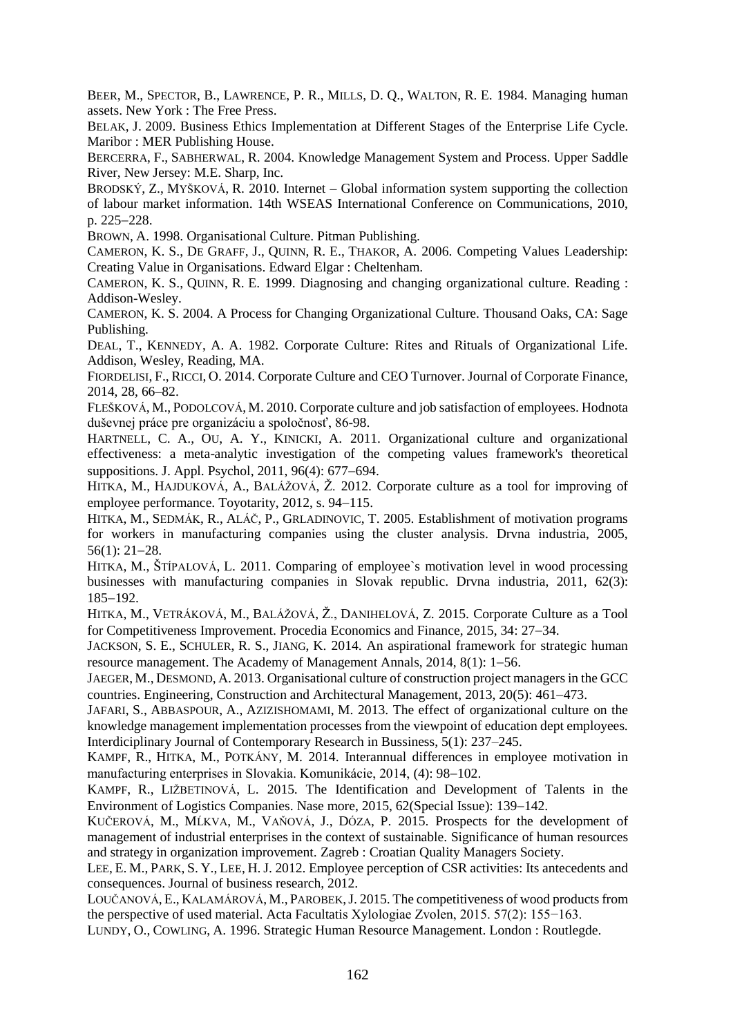BEER, M., SPECTOR, B., LAWRENCE, P. R., MILLS, D. Q., WALTON, R. E. 1984. Managing human assets. New York : The Free Press.

BELAK, J. 2009. Business Ethics Implementation at Different Stages of the Enterprise Life Cycle. Maribor : MER Publishing House.

BERCERRA, F., SABHERWAL, R. 2004. Knowledge Management System and Process. Upper Saddle River, New Jersey: M.E. Sharp, Inc.

BRODSKÝ, Z., MYŠKOVÁ, R. 2010. Internet – Global information system supporting the collection of labour market information. 14th WSEAS International Conference on Communications, 2010, p. 225−228.

BROWN, A. 1998. Organisational Culture. Pitman Publishing.

CAMERON, K. S., DE GRAFF, J., QUINN, R. E., THAKOR, A. 2006. Competing Values Leadership: Creating Value in Organisations. Edward Elgar : Cheltenham.

CAMERON, K. S., QUINN, R. E. 1999. Diagnosing and changing organizational culture. Reading : Addison-Wesley.

CAMERON, K. S. 2004. A Process for Changing Organizational Culture. Thousand Oaks, CA: Sage Publishing.

DEAL, T., KENNEDY, A. A. 1982. Corporate Culture: Rites and Rituals of Organizational Life. Addison, Wesley, Reading, MA.

FIORDELISI, F., RICCI, O. 2014. Corporate Culture and CEO Turnover. Journal of Corporate Finance, 2014, 28, 66–82.

FLEŠKOVÁ, M., PODOLCOVÁ, M. 2010. Corporate culture and job satisfaction of employees. Hodnota duševnej práce pre organizáciu a spoločnosť, 86-98.

HARTNELL, C. A., OU, A. Y., KINICKI, A. 2011. Organizational culture and organizational effectiveness: a meta-analytic investigation of the competing values framework's theoretical suppositions. J. Appl. Psychol, 2011, 96(4): 677−694.

HITKA, M., HAJDUKOVÁ, A., BALÁŽOVÁ, Ž. 2012. Corporate culture as a tool for improving of employee performance. Toyotarity, 2012, s. 94–115.

HITKA, M., SEDMÁK, R., ALÁČ, P., GRLADINOVIC, T. 2005. Establishment of motivation programs for workers in manufacturing companies using the cluster analysis. Drvna industria, 2005, 56(1): 21−28.

HITKA, M., ŠTÍPALOVÁ, L. 2011. Comparing of employee`s motivation level in wood processing businesses with manufacturing companies in Slovak republic. Drvna industria, 2011, 62(3): 185−192.

HITKA, M., VETRÁKOVÁ, M., BALÁŽOVÁ, Ž., DANIHELOVÁ, Z. 2015. Corporate Culture as a Tool for Competitiveness Improvement. Procedia Economics and Finance, 2015, 34: 27–34.

JACKSON, S. E., SCHULER, R. S., JIANG, K. 2014. An aspirational framework for strategic human resource management. The Academy of Management Annals, 2014, 8(1): 1−56.

JAEGER, M., DESMOND, A. 2013. Organisational culture of construction project managers in the GCC countries. Engineering, Construction and Architectural Management, 2013, 20(5): 461−473.

JAFARI, S., ABBASPOUR, A., AZIZISHOMAMI, M. 2013. The effect of organizational culture on the knowledge management implementation processes from the viewpoint of education dept employees. Interdiciplinary Journal of Contemporary Research in Bussiness, 5(1): 237–245.

KAMPF, R., HITKA, M., POTKÁNY, M. 2014. Interannual differences in employee motivation in manufacturing enterprises in Slovakia. Komunikácie, 2014, (4): 98−102.

KAMPF, R., LIŽBETINOVÁ, L. 2015. The Identification and Development of Talents in the Environment of Logistics Companies. Nase more, 2015, 62(Special Issue): 139−142.

KUČEROVÁ, M., MĹKVA, M., VAŇOVÁ, J., DÓZA, P. 2015. Prospects for the development of management of industrial enterprises in the context of sustainable. Significance of human resources and strategy in organization improvement. Zagreb : Croatian Quality Managers Society.

LEE, E. M., PARK, S. Y., LEE, H. J. 2012. Employee perception of CSR activities: Its antecedents and consequences. Journal of business research, 2012.

LOUČANOVÁ, E., KALAMÁROVÁ, M., PAROBEK, J. 2015. The competitiveness of wood products from the perspective of used material. Acta Facultatis Xylologiae Zvolen, 2015. 57(2): 155−163.

LUNDY, O., COWLING, A. 1996. Strategic Human Resource Management. London : Routlegde.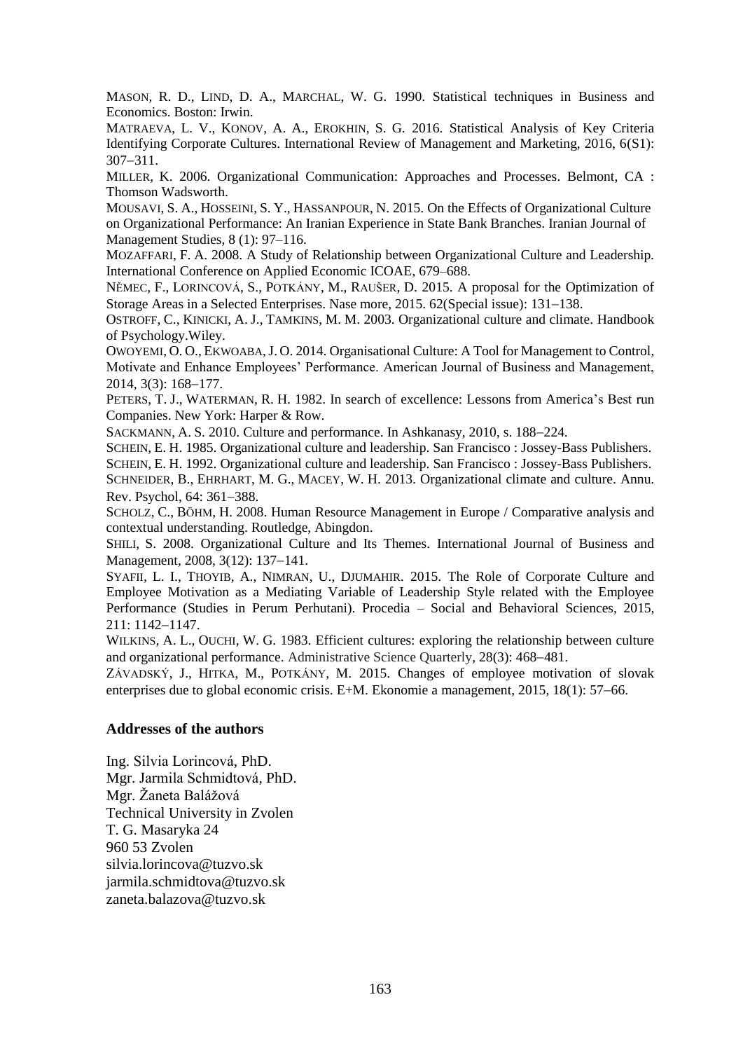MASON, R. D., LIND, D. A., MARCHAL, W. G. 1990. Statistical techniques in Business and Economics. Boston: Irwin.

MATRAEVA, L. V., KONOV, A. A., EROKHIN, S. G. 2016. Statistical Analysis of Key Criteria Identifying Corporate Cultures. International Review of Management and Marketing, 2016, 6(S1): 307−311.

MILLER, K. 2006. Organizational Communication: Approaches and Processes. Belmont, CA : Thomson Wadsworth.

MOUSAVI, S. A., HOSSEINI, S. Y., HASSANPOUR, N. 2015. On the Effects of Organizational Culture on Organizational Performance: An Iranian Experience in State Bank Branches. Iranian Journal of Management Studies, 8 (1): 97–116.

MOZAFFARI, F. A. 2008. A Study of Relationship between Organizational Culture and Leadership. International Conference on Applied Economic ICOAE, 679–688.

NĚMEC, F., LORINCOVÁ, S., POTKÁNY, M., RAUŠER, D. 2015. A proposal for the Optimization of Storage Areas in a Selected Enterprises. Nase more, 2015. 62(Special issue): 131−138.

OSTROFF, C., KINICKI, A. J., TAMKINS, M. M. 2003. Organizational culture and climate. Handbook of Psychology.Wiley.

OWOYEMI, O. O., EKWOABA, J. O. 2014. Organisational Culture: A Tool for Management to Control, Motivate and Enhance Employees' Performance. American Journal of Business and Management, 2014, 3(3): 168−177.

PETERS, T. J., WATERMAN, R. H. 1982. In search of excellence: Lessons from America's Best run Companies. New York: Harper & Row.

SACKMANN, A. S. 2010. Culture and performance. In Ashkanasy, 2010, s. 188−224.

SCHEIN, E. H. 1985. Organizational culture and leadership. San Francisco : Jossey-Bass Publishers.

SCHEIN, E. H. 1992. Organizational culture and leadership. San Francisco : Jossey-Bass Publishers.

SCHNEIDER, B., EHRHART, M. G., MACEY, W. H. 2013. Organizational climate and culture. Annu. Rev. Psychol, 64: 361−388.

SCHOLZ, C., BÖHM, H. 2008. Human Resource Management in Europe / Comparative analysis and contextual understanding. Routledge, Abingdon.

SHILI, S. 2008. Organizational Culture and Its Themes. International Journal of Business and Management, 2008, 3(12): 137−141.

SYAFII, L. I., THOYIB, A., NIMRAN, U., DJUMAHIR. 2015. The Role of Corporate Culture and Employee Motivation as a Mediating Variable of Leadership Style related with the Employee Performance (Studies in Perum Perhutani). Procedia – Social and Behavioral Sciences, 2015, 211: 1142−1147.

WILKINS, A. L., OUCHI, W. G. 1983. Efficient cultures: exploring the relationship between culture and organizational performance. Administrative Science Quarterly, 28(3): 468−481.

ZÁVADSKÝ, J., HITKA, M., POTKÁNY, M. 2015. Changes of employee motivation of slovak enterprises due to global economic crisis. E+M. Ekonomie a management, 2015, 18(1): 57−66.

## Addresses of the authors

Ing. Silvia Lorincová, PhD.
Mgr. Jarmila Schmidtová, PhD.
Mgr. Žaneta Balážová
Technical University in Zvolen
T. G. Masaryka 24
960 53 Zvolen
silvia.lorincova@tuzvo.sk
jarmila.schmidtova@tuzvo.sk
zaneta.balazova@tuzvo.sk